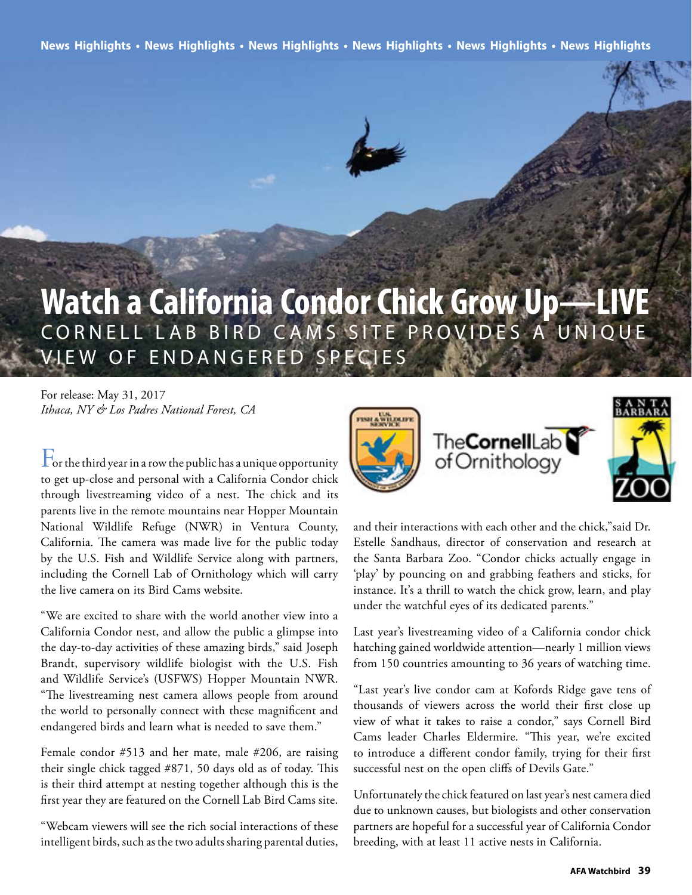# Watch a California Condor Chick Grow Up—LIVE

## CORNELL LAB BIRD CAMS SITE PROVIDES A UNIQUE VIEW OF ENDANGERED SPECIES

For release: May 31, 2017
*Ithaca, NY & Los Padres National Forest, CA*

For the third year in a row the public has a unique opportunity to get up-close and personal with a California Condor chick through livestreaming video of a nest. The chick and its parents live in the remote mountains near Hopper Mountain National Wildlife Refuge (NWR) in Ventura County, California. The camera was made live for the public today by the U.S. Fish and Wildlife Service along with partners, including the Cornell Lab of Ornithology which will carry the live camera on its Bird Cams website.

"We are excited to share with the world another view into a California Condor nest, and allow the public a glimpse into the day-to-day activities of these amazing birds," said Joseph Brandt, supervisory wildlife biologist with the U.S. Fish and Wildlife Service's (USFWS) Hopper Mountain NWR. "The livestreaming nest camera allows people from around the world to personally connect with these magnificent and endangered birds and learn what is needed to save them."

Female condor #513 and her mate, male #206, are raising their single chick tagged #871, 50 days old as of today. This is their third attempt at nesting together although this is the first year they are featured on the Cornell Lab Bird Cams site.

"Webcam viewers will see the rich social interactions of these intelligent birds, such as the two adults sharing parental duties, and their interactions with each other and the chick,"said Dr. Estelle Sandhaus, director of conservation and research at the Santa Barbara Zoo. "Condor chicks actually engage in 'play' by pouncing on and grabbing feathers and sticks, for instance. It's a thrill to watch the chick grow, learn, and play under the watchful eyes of its dedicated parents."

Last year's livestreaming video of a California condor chick hatching gained worldwide attention—nearly 1 million views from 150 countries amounting to 36 years of watching time.

"Last year's live condor cam at Kofords Ridge gave tens of thousands of viewers across the world their first close up view of what it takes to raise a condor," says Cornell Bird Cams leader Charles Eldermire. "This year, we're excited to introduce a different condor family, trying for their first successful nest on the open cliffs of Devils Gate."

Unfortunately the chick featured on last year's nest camera died due to unknown causes, but biologists and other conservation partners are hopeful for a successful year of California Condor breeding, with at least 11 active nests in California.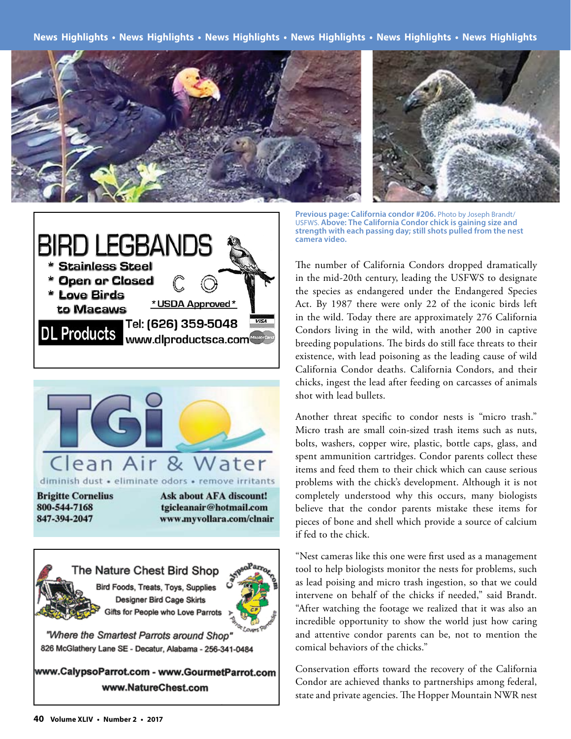**Previous page: California condor #206.** Photo by Joseph Brandt/ USFWS. **Above: The California Condor chick is gaining size and strength with each passing day; still shots pulled from the nest camera video.**

BIRD LEGBANDS

* Stainless Steel
* Open or Closed
* Love Birds to Macaws

*USDA Approved*

DL Products Tel: (626) 359-5048 www.dlproductsca.com

TGi Clean Air & Water

diminish dust • eliminate odors • remove irritants

Brigitte Cornelius
800-544-7168
847-394-2047

Ask about AFA discount!
tgicleanair@hotmail.com
www.myvollara.com/clnair

The Nature Chest Bird Shop

Bird Foods, Treats, Toys, Supplies
Designer Bird Cage Skirts
Gifts for People who Love Parrots

"Where the Smartest Parrots around Shop"

826 McGlathery Lane SE - Decatur, Alabama - 256-341-0484

www.CalypsoParrot.com - www.GourmetParrot.com
www.NatureChest.com

The number of California Condors dropped dramatically in the mid-20th century, leading the USFWS to designate the species as endangered under the Endangered Species Act. By 1987 there were only 22 of the iconic birds left in the wild. Today there are approximately 276 California Condors living in the wild, with another 200 in captive breeding populations. The birds do still face threats to their existence, with lead poisoning as the leading cause of wild California Condor deaths. California Condors, and their chicks, ingest the lead after feeding on carcasses of animals shot with lead bullets.

Another threat specific to condor nests is "micro trash." Micro trash are small coin-sized trash items such as nuts, bolts, washers, copper wire, plastic, bottle caps, glass, and spent ammunition cartridges. Condor parents collect these items and feed them to their chick which can cause serious problems with the chick's development. Although it is not completely understood why this occurs, many biologists believe that the condor parents mistake these items for pieces of bone and shell which provide a source of calcium if fed to the chick.

"Nest cameras like this one were first used as a management tool to help biologists monitor the nests for problems, such as lead poising and micro trash ingestion, so that we could intervene on behalf of the chicks if needed," said Brandt. "After watching the footage we realized that it was also an incredible opportunity to show the world just how caring and attentive condor parents can be, not to mention the comical behaviors of the chicks."

Conservation efforts toward the recovery of the California Condor are achieved thanks to partnerships among federal, state and private agencies. The Hopper Mountain NWR nest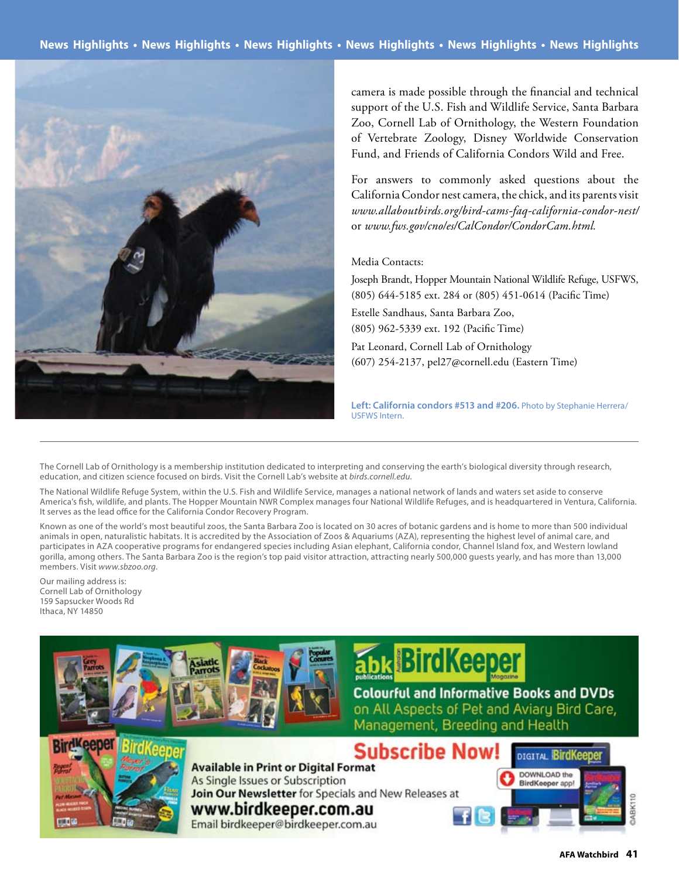camera is made possible through the financial and technical support of the U.S. Fish and Wildlife Service, Santa Barbara Zoo, Cornell Lab of Ornithology, the Western Foundation of Vertebrate Zoology, Disney Worldwide Conservation Fund, and Friends of California Condors Wild and Free.

For answers to commonly asked questions about the California Condor nest camera, the chick, and its parents visit *www.allaboutbirds.org/bird-cams-faq-california-condor-nest/* or *www.fws.gov/cno/es/CalCondor/CondorCam.html.*

Media Contacts:

Joseph Brandt, Hopper Mountain National Wildlife Refuge, USFWS, (805) 644-5185 ext. 284 or (805) 451-0614 (Pacific Time)

Estelle Sandhaus, Santa Barbara Zoo,
(805) 962-5339 ext. 192 (Pacific Time)

Pat Leonard, Cornell Lab of Ornithology
(607) 254-2137, pel27@cornell.edu (Eastern Time)

**Left: California condors #513 and #206.** Photo by Stephanie Herrera/ USFWS Intern.

---

The Cornell Lab of Ornithology is a membership institution dedicated to interpreting and conserving the earth's biological diversity through research, education, and citizen science focused on birds. Visit the Cornell Lab's website at *birds.cornell.edu*.

The National Wildlife Refuge System, within the U.S. Fish and Wildlife Service, manages a national network of lands and waters set aside to conserve America's fish, wildlife, and plants. The Hopper Mountain NWR Complex manages four National Wildlife Refuges, and is headquartered in Ventura, California. It serves as the lead office for the California Condor Recovery Program.

Known as one of the world's most beautiful zoos, the Santa Barbara Zoo is located on 30 acres of botanic gardens and is home to more than 500 individual animals in open, naturalistic habitats. It is accredited by the Association of Zoos & Aquariums (AZA), representing the highest level of animal care, and participates in AZA cooperative programs for endangered species including Asian elephant, California condor, Channel Island fox, and Western lowland gorilla, among others. The Santa Barbara Zoo is the region's top paid visitor attraction, attracting nearly 500,000 guests yearly, and has more than 13,000 members. Visit *www.sbzoo.org*.

Our mailing address is:
Cornell Lab of Ornithology
159 Sapsucker Woods Rd
Ithaca, NY 14850

**abk publications BirdKeeper Magazine**

**Colourful and Informative Books and DVDs on All Aspects of Pet and Aviary Bird Care, Management, Breeding and Health**

**Subscribe Now!**

**Available in Print or Digital Format**
As Single Issues or Subscription
**Join Our Newsletter** for Specials and New Releases at
**www.birdkeeper.com.au**
Email birdkeeper@birdkeeper.com.au

DIGITAL BirdKeeper — DOWNLOAD the BirdKeeper app!

©ABK110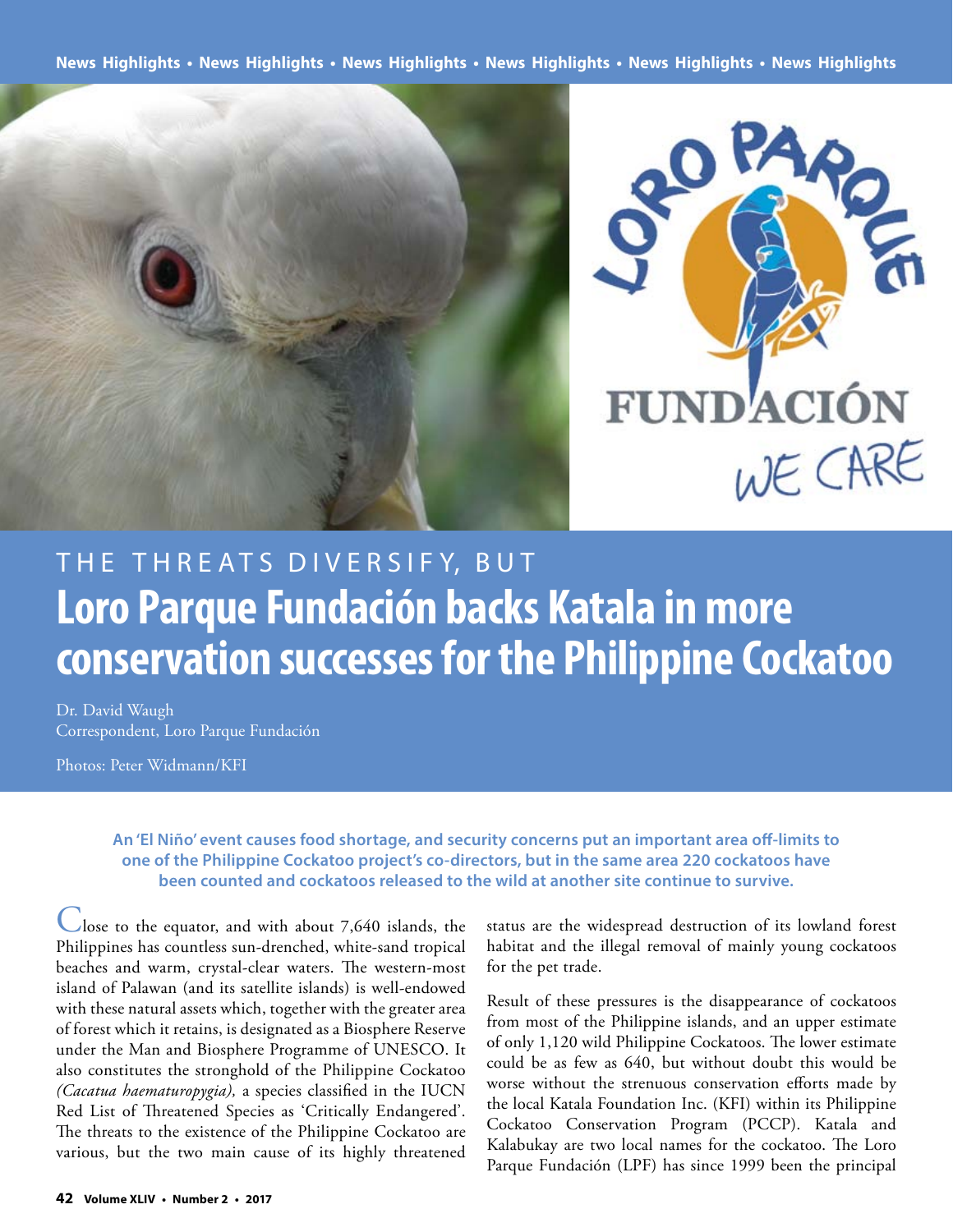THE THREATS DIVERSIFY, BUT

# Loro Parque Fundación backs Katala in more conservation successes for the Philippine Cockatoo

Dr. David Waugh
Correspondent, Loro Parque Fundación

Photos: Peter Widmann/KFI

**An 'El Niño' event causes food shortage, and security concerns put an important area off-limits to one of the Philippine Cockatoo project's co-directors, but in the same area 220 cockatoos have been counted and cockatoos released to the wild at another site continue to survive.**

Close to the equator, and with about 7,640 islands, the Philippines has countless sun-drenched, white-sand tropical beaches and warm, crystal-clear waters. The western-most island of Palawan (and its satellite islands) is well-endowed with these natural assets which, together with the greater area of forest which it retains, is designated as a Biosphere Reserve under the Man and Biosphere Programme of UNESCO. It also constitutes the stronghold of the Philippine Cockatoo *(Cacatua haematuropygia),* a species classified in the IUCN Red List of Threatened Species as 'Critically Endangered'. The threats to the existence of the Philippine Cockatoo are various, but the two main cause of its highly threatened status are the widespread destruction of its lowland forest habitat and the illegal removal of mainly young cockatoos for the pet trade.

Result of these pressures is the disappearance of cockatoos from most of the Philippine islands, and an upper estimate of only 1,120 wild Philippine Cockatoos. The lower estimate could be as few as 640, but without doubt this would be worse without the strenuous conservation efforts made by the local Katala Foundation Inc. (KFI) within its Philippine Cockatoo Conservation Program (PCCP). Katala and Kalabukay are two local names for the cockatoo. The Loro Parque Fundación (LPF) has since 1999 been the principal